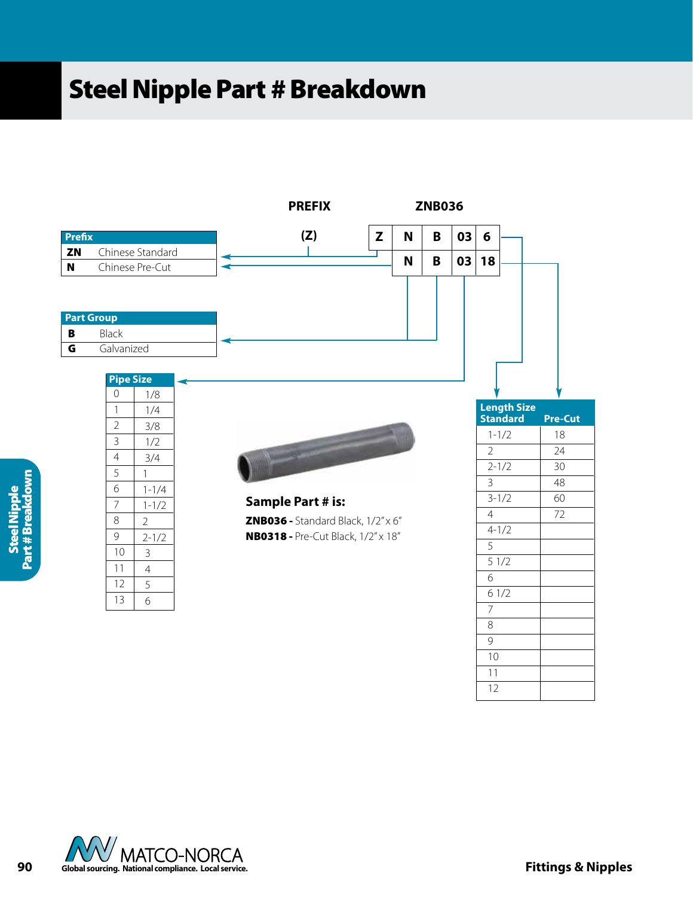# Steel Nipple Part # Breakdown

**PREFIX** **ZNB036**

| (Z) | Z | N | B | 03 | 6 |
|---|---|---|---|---|---|
| | | N | B | 03 | 18 |

| Prefix | |
|---|---|
| **ZN** | Chinese Standard |
| **N** | Chinese Pre-Cut |

| Part Group | |
|---|---|
| **B** | Black |
| **G** | Galvanized |

| Pipe Size | |
|---|---|
| 0 | 1/8 |
| 1 | 1/4 |
| 2 | 3/8 |
| 3 | 1/2 |
| 4 | 3/4 |
| 5 | 1 |
| 6 | 1-1/4 |
| 7 | 1-1/2 |
| 8 | 2 |
| 9 | 2-1/2 |
| 10 | 3 |
| 11 | 4 |
| 12 | 5 |
| 13 | 6 |

| Length Size Standard | Pre-Cut |
|---|---|
| 1-1/2 | 18 |
| 2 | 24 |
| 2-1/2 | 30 |
| 3 | 48 |
| 3-1/2 | 60 |
| 4 | 72 |
| 4-1/2 | |
| 5 | |
| 5 1/2 | |
| 6 | |
| 6 1/2 | |
| 7 | |
| 8 | |
| 9 | |
| 10 | |
| 11 | |
| 12 | |

**Sample Part # is:**

**ZNB036 -** Standard Black, 1/2" x 6"

**NB0318 -** Pre-Cut Black, 1/2" x 18"

MATCO-NORCA
Global sourcing. National compliance. Local service.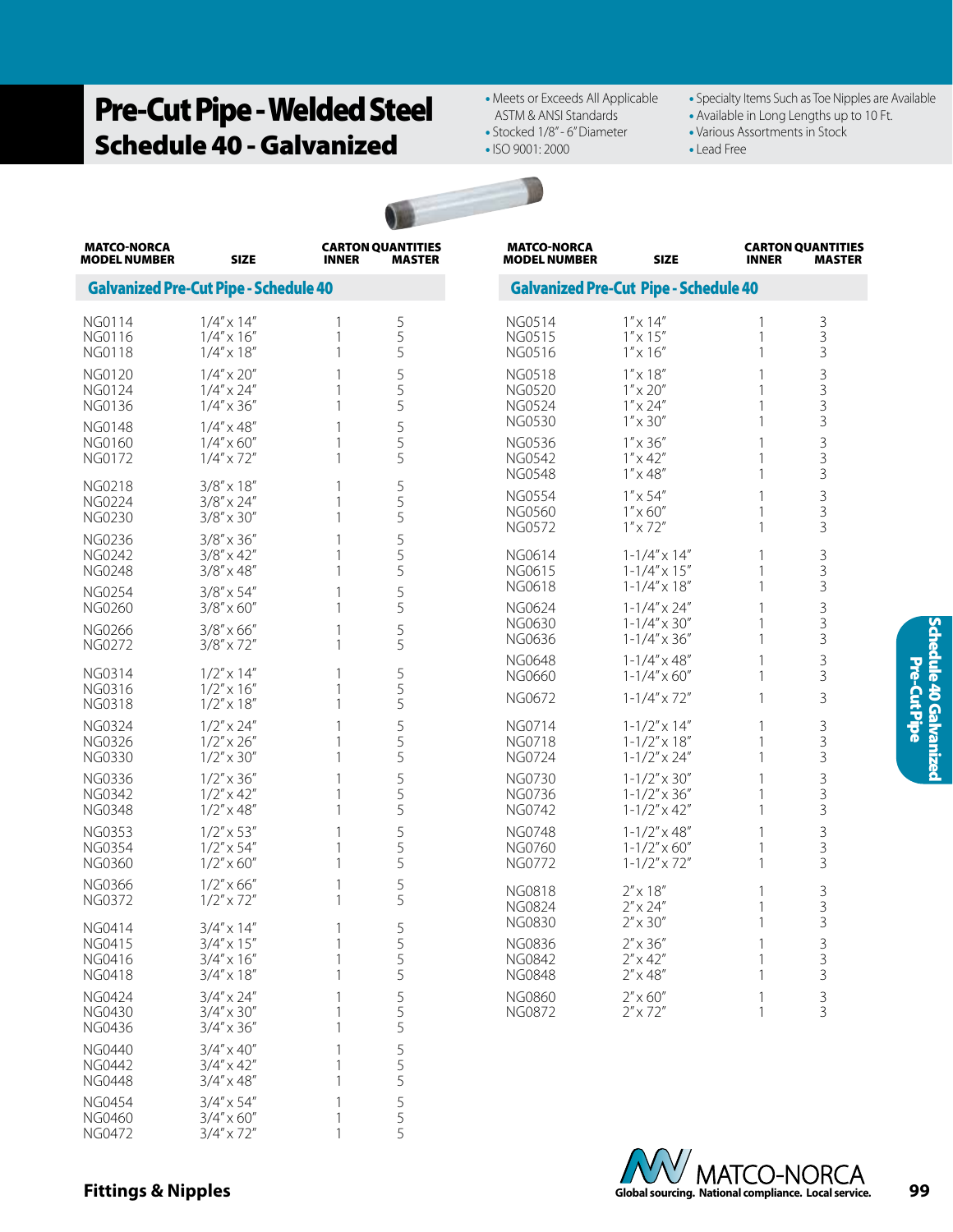# Pre-Cut Pipe - Welded Steel
## Schedule 40 - Galvanized

- Meets or Exceeds All Applicable ASTM & ANSI Standards
- Stocked 1/8" - 6" Diameter
- ISO 9001: 2000
- Specialty Items Such as Toe Nipples are Available
- Available in Long Lengths up to 10 Ft.
- Various Assortments in Stock
- Lead Free

### Galvanized Pre-Cut Pipe - Schedule 40

| MATCO-NORCA MODEL NUMBER | SIZE | CARTON QUANTITIES INNER | CARTON QUANTITIES MASTER |
|---|---|---|---|
| NG0114 | 1/4" x 14" | 1 | 5 |
| NG0116 | 1/4" x 16" | 1 | 5 |
| NG0118 | 1/4" x 18" | 1 | 5 |
| NG0120 | 1/4" x 20" | 1 | 5 |
| NG0124 | 1/4" x 24" | 1 | 5 |
| NG0136 | 1/4" x 36" | 1 | 5 |
| NG0148 | 1/4" x 48" | 1 | 5 |
| NG0160 | 1/4" x 60" | 1 | 5 |
| NG0172 | 1/4" x 72" | 1 | 5 |
| NG0218 | 3/8" x 18" | 1 | 5 |
| NG0224 | 3/8" x 24" | 1 | 5 |
| NG0230 | 3/8" x 30" | 1 | 5 |
| NG0236 | 3/8" x 36" | 1 | 5 |
| NG0242 | 3/8" x 42" | 1 | 5 |
| NG0248 | 3/8" x 48" | 1 | 5 |
| NG0254 | 3/8" x 54" | 1 | 5 |
| NG0260 | 3/8" x 60" | 1 | 5 |
| NG0266 | 3/8" x 66" | 1 | 5 |
| NG0272 | 3/8" x 72" | 1 | 5 |
| NG0314 | 1/2" x 14" | 1 | 5 |
| NG0316 | 1/2" x 16" | 1 | 5 |
| NG0318 | 1/2" x 18" | 1 | 5 |
| NG0324 | 1/2" x 24" | 1 | 5 |
| NG0326 | 1/2" x 26" | 1 | 5 |
| NG0330 | 1/2" x 30" | 1 | 5 |
| NG0336 | 1/2" x 36" | 1 | 5 |
| NG0342 | 1/2" x 42" | 1 | 5 |
| NG0348 | 1/2" x 48" | 1 | 5 |
| NG0353 | 1/2" x 53" | 1 | 5 |
| NG0354 | 1/2" x 54" | 1 | 5 |
| NG0360 | 1/2" x 60" | 1 | 5 |
| NG0366 | 1/2" x 66" | 1 | 5 |
| NG0372 | 1/2" x 72" | 1 | 5 |
| NG0414 | 3/4" x 14" | 1 | 5 |
| NG0415 | 3/4" x 15" | 1 | 5 |
| NG0416 | 3/4" x 16" | 1 | 5 |
| NG0418 | 3/4" x 18" | 1 | 5 |
| NG0424 | 3/4" x 24" | 1 | 5 |
| NG0430 | 3/4" x 30" | 1 | 5 |
| NG0436 | 3/4" x 36" | 1 | 5 |
| NG0440 | 3/4" x 40" | 1 | 5 |
| NG0442 | 3/4" x 42" | 1 | 5 |
| NG0448 | 3/4" x 48" | 1 | 5 |
| NG0454 | 3/4" x 54" | 1 | 5 |
| NG0460 | 3/4" x 60" | 1 | 5 |
| NG0472 | 3/4" x 72" | 1 | 5 |

### Galvanized Pre-Cut Pipe - Schedule 40

| MATCO-NORCA MODEL NUMBER | SIZE | CARTON QUANTITIES INNER | CARTON QUANTITIES MASTER |
|---|---|---|---|
| NG0514 | 1" x 14" | 1 | 3 |
| NG0515 | 1" x 15" | 1 | 3 |
| NG0516 | 1" x 16" | 1 | 3 |
| NG0518 | 1" x 18" | 1 | 3 |
| NG0520 | 1" x 20" | 1 | 3 |
| NG0524 | 1" x 24" | 1 | 3 |
| NG0530 | 1" x 30" | 1 | 3 |
| NG0536 | 1" x 36" | 1 | 3 |
| NG0542 | 1" x 42" | 1 | 3 |
| NG0548 | 1" x 48" | 1 | 3 |
| NG0554 | 1" x 54" | 1 | 3 |
| NG0560 | 1" x 60" | 1 | 3 |
| NG0572 | 1" x 72" | 1 | 3 |
| NG0614 | 1-1/4" x 14" | 1 | 3 |
| NG0615 | 1-1/4" x 15" | 1 | 3 |
| NG0618 | 1-1/4" x 18" | 1 | 3 |
| NG0624 | 1-1/4" x 24" | 1 | 3 |
| NG0630 | 1-1/4" x 30" | 1 | 3 |
| NG0636 | 1-1/4" x 36" | 1 | 3 |
| NG0648 | 1-1/4" x 48" | 1 | 3 |
| NG0660 | 1-1/4" x 60" | 1 | 3 |
| NG0672 | 1-1/4" x 72" | 1 | 3 |
| NG0714 | 1-1/2" x 14" | 1 | 3 |
| NG0718 | 1-1/2" x 18" | 1 | 3 |
| NG0724 | 1-1/2" x 24" | 1 | 3 |
| NG0730 | 1-1/2" x 30" | 1 | 3 |
| NG0736 | 1-1/2" x 36" | 1 | 3 |
| NG0742 | 1-1/2" x 42" | 1 | 3 |
| NG0748 | 1-1/2" x 48" | 1 | 3 |
| NG0760 | 1-1/2" x 60" | 1 | 3 |
| NG0772 | 1-1/2" x 72" | 1 | 3 |
| NG0818 | 2" x 18" | 1 | 3 |
| NG0824 | 2" x 24" | 1 | 3 |
| NG0830 | 2" x 30" | 1 | 3 |
| NG0836 | 2" x 36" | 1 | 3 |
| NG0842 | 2" x 42" | 1 | 3 |
| NG0848 | 2" x 48" | 1 | 3 |
| NG0860 | 2" x 60" | 1 | 3 |
| NG0872 | 2" x 72" | 1 | 3 |

MATCO-NORCA
Global sourcing. National compliance. Local service.